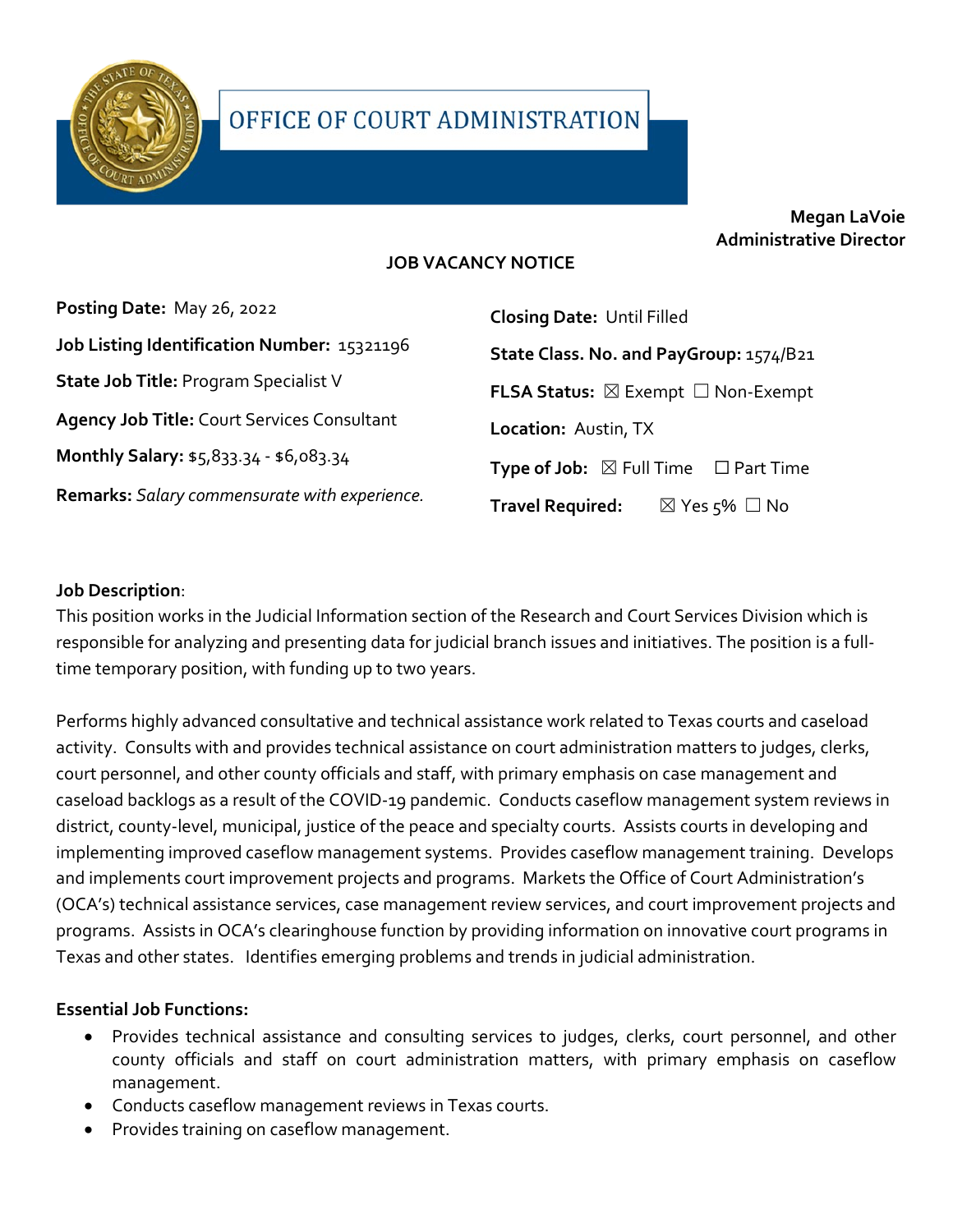# OFFICE OF COURT ADMINISTRATION

**Megan LaVoie**
**Administrative Director**

## JOB VACANCY NOTICE

**Posting Date:** May 26, 2022

**Job Listing Identification Number:** 15321196

**State Job Title:** Program Specialist V

**Agency Job Title:** Court Services Consultant

**Monthly Salary:** $5,833.34 - $6,083.34

**Remarks:** *Salary commensurate with experience.*

**Closing Date:** Until Filled

**State Class. No. and PayGroup:** 1574/B21

**FLSA Status:** ☒ Exempt ☐ Non-Exempt

**Location:** Austin, TX

**Type of Job:** ☒ Full Time ☐ Part Time

**Travel Required:** ☒ Yes 5% ☐ No

**Job Description**:

This position works in the Judicial Information section of the Research and Court Services Division which is responsible for analyzing and presenting data for judicial branch issues and initiatives. The position is a full-time temporary position, with funding up to two years.

Performs highly advanced consultative and technical assistance work related to Texas courts and caseload activity. Consults with and provides technical assistance on court administration matters to judges, clerks, court personnel, and other county officials and staff, with primary emphasis on case management and caseload backlogs as a result of the COVID-19 pandemic. Conducts caseflow management system reviews in district, county-level, municipal, justice of the peace and specialty courts. Assists courts in developing and implementing improved caseflow management systems. Provides caseflow management training. Develops and implements court improvement projects and programs. Markets the Office of Court Administration's (OCA's) technical assistance services, case management review services, and court improvement projects and programs. Assists in OCA's clearinghouse function by providing information on innovative court programs in Texas and other states. Identifies emerging problems and trends in judicial administration.

**Essential Job Functions:**

- Provides technical assistance and consulting services to judges, clerks, court personnel, and other county officials and staff on court administration matters, with primary emphasis on caseflow management.
- Conducts caseflow management reviews in Texas courts.
- Provides training on caseflow management.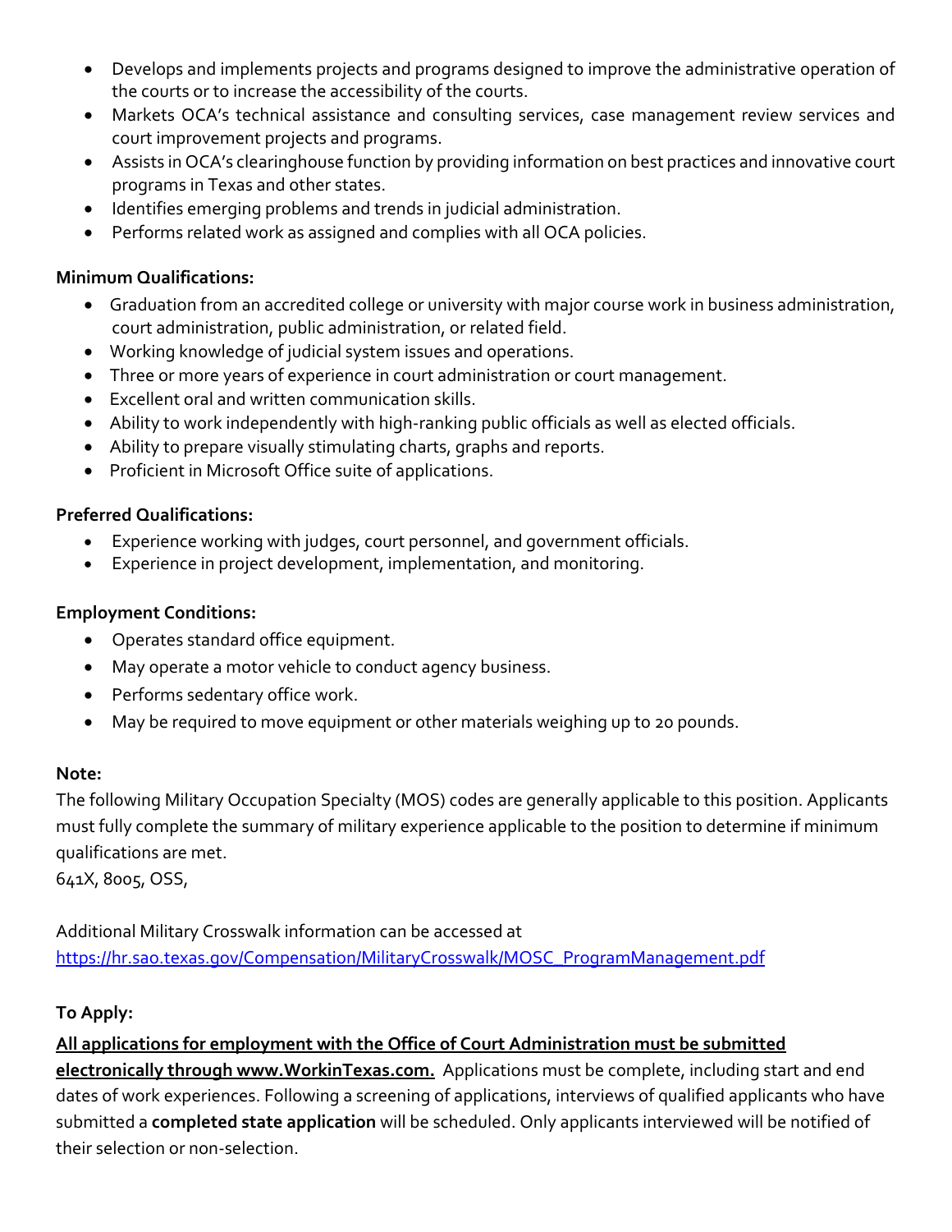- Develops and implements projects and programs designed to improve the administrative operation of the courts or to increase the accessibility of the courts.
- Markets OCA's technical assistance and consulting services, case management review services and court improvement projects and programs.
- Assists in OCA's clearinghouse function by providing information on best practices and innovative court programs in Texas and other states.
- Identifies emerging problems and trends in judicial administration.
- Performs related work as assigned and complies with all OCA policies.

**Minimum Qualifications:**

- Graduation from an accredited college or university with major course work in business administration, court administration, public administration, or related field.
- Working knowledge of judicial system issues and operations.
- Three or more years of experience in court administration or court management.
- Excellent oral and written communication skills.
- Ability to work independently with high-ranking public officials as well as elected officials.
- Ability to prepare visually stimulating charts, graphs and reports.
- Proficient in Microsoft Office suite of applications.

**Preferred Qualifications:**

- Experience working with judges, court personnel, and government officials.
- Experience in project development, implementation, and monitoring.

**Employment Conditions:**

- Operates standard office equipment.
- May operate a motor vehicle to conduct agency business.
- Performs sedentary office work.
- May be required to move equipment or other materials weighing up to 20 pounds.

**Note:**

The following Military Occupation Specialty (MOS) codes are generally applicable to this position. Applicants must fully complete the summary of military experience applicable to the position to determine if minimum qualifications are met.
641X, 8005, OSS,

Additional Military Crosswalk information can be accessed at
https://hr.sao.texas.gov/Compensation/MilitaryCrosswalk/MOSC_ProgramManagement.pdf

**To Apply:**

**All applications for employment with the Office of Court Administration must be submitted electronically through www.WorkinTexas.com.** Applications must be complete, including start and end dates of work experiences. Following a screening of applications, interviews of qualified applicants who have submitted a **completed state application** will be scheduled. Only applicants interviewed will be notified of their selection or non-selection.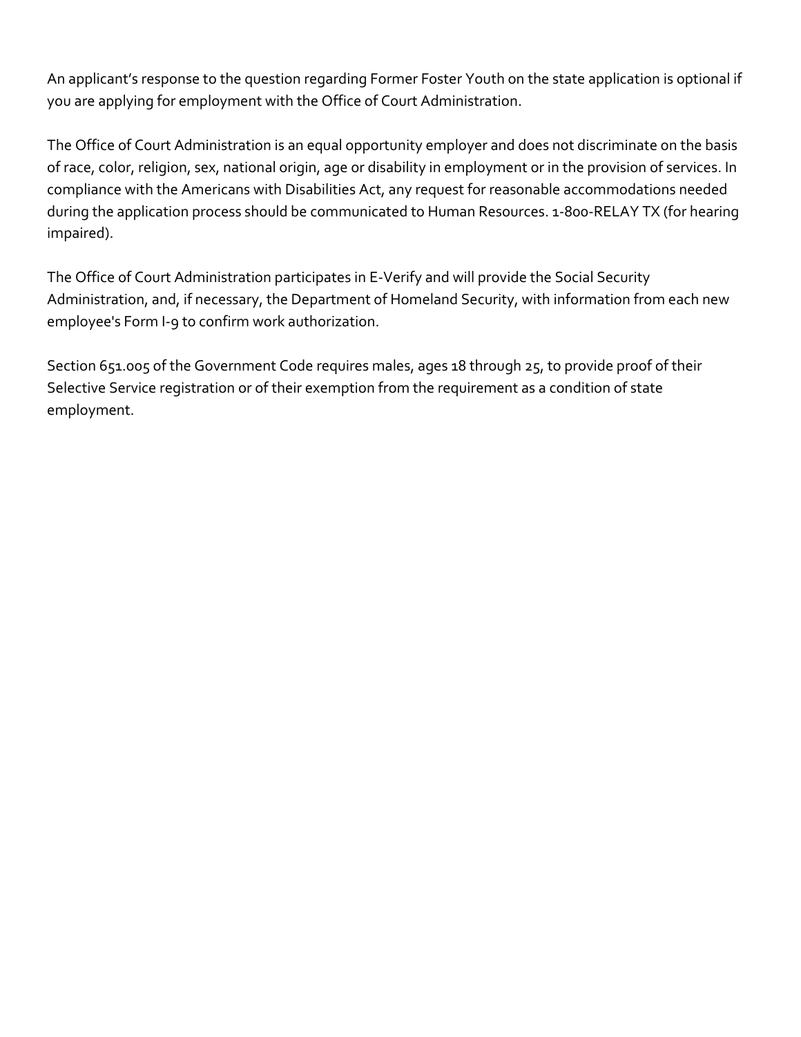An applicant's response to the question regarding Former Foster Youth on the state application is optional if you are applying for employment with the Office of Court Administration.

The Office of Court Administration is an equal opportunity employer and does not discriminate on the basis of race, color, religion, sex, national origin, age or disability in employment or in the provision of services. In compliance with the Americans with Disabilities Act, any request for reasonable accommodations needed during the application process should be communicated to Human Resources. 1-800-RELAY TX (for hearing impaired).

The Office of Court Administration participates in E-Verify and will provide the Social Security Administration, and, if necessary, the Department of Homeland Security, with information from each new employee's Form I-9 to confirm work authorization.

Section 651.005 of the Government Code requires males, ages 18 through 25, to provide proof of their Selective Service registration or of their exemption from the requirement as a condition of state employment.